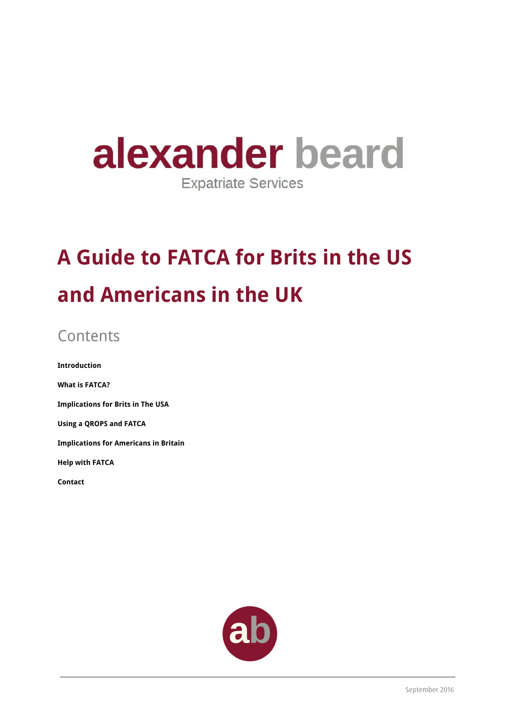alexander beard

Expatriate Services

# A Guide to FATCA for Brits in the US and Americans in the UK

## Contents

**Introduction**

**What is FATCA?**

**Implications for Brits in The USA**

**Using a QROPS and FATCA**

**Implications for Americans in Britain**

**Help with FATCA**

**Contact**

September 2016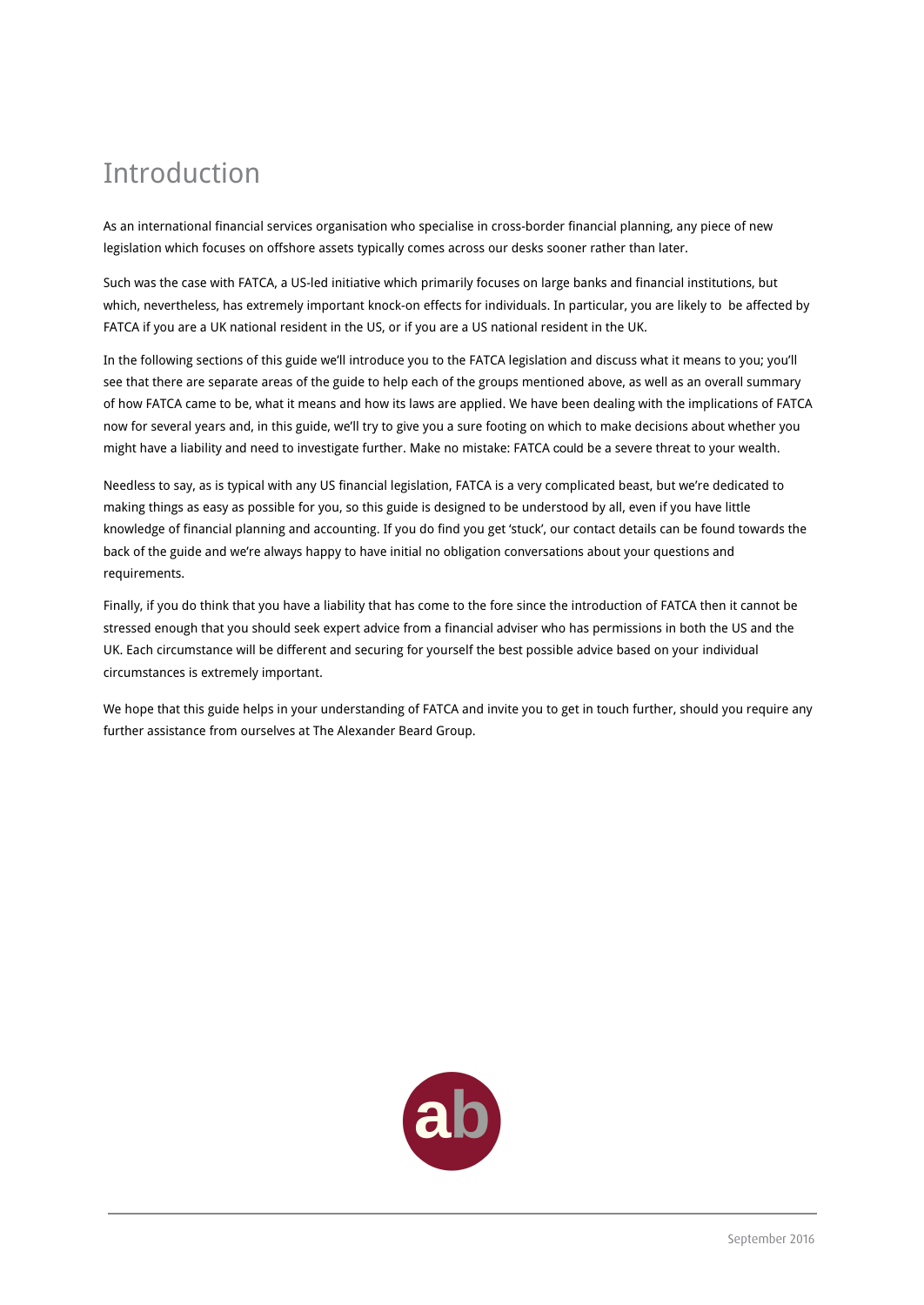# Introduction

As an international financial services organisation who specialise in cross-border financial planning, any piece of new legislation which focuses on offshore assets typically comes across our desks sooner rather than later.

Such was the case with FATCA, a US-led initiative which primarily focuses on large banks and financial institutions, but which, nevertheless, has extremely important knock-on effects for individuals. In particular, you are likely to be affected by FATCA if you are a UK national resident in the US, or if you are a US national resident in the UK.

In the following sections of this guide we'll introduce you to the FATCA legislation and discuss what it means to you; you'll see that there are separate areas of the guide to help each of the groups mentioned above, as well as an overall summary of how FATCA came to be, what it means and how its laws are applied. We have been dealing with the implications of FATCA now for several years and, in this guide, we'll try to give you a sure footing on which to make decisions about whether you might have a liability and need to investigate further. Make no mistake: FATCA could be a severe threat to your wealth.

Needless to say, as is typical with any US financial legislation, FATCA is a very complicated beast, but we're dedicated to making things as easy as possible for you, so this guide is designed to be understood by all, even if you have little knowledge of financial planning and accounting. If you do find you get 'stuck', our contact details can be found towards the back of the guide and we're always happy to have initial no obligation conversations about your questions and requirements.

Finally, if you do think that you have a liability that has come to the fore since the introduction of FATCA then it cannot be stressed enough that you should seek expert advice from a financial adviser who has permissions in both the US and the UK. Each circumstance will be different and securing for yourself the best possible advice based on your individual circumstances is extremely important.

We hope that this guide helps in your understanding of FATCA and invite you to get in touch further, should you require any further assistance from ourselves at The Alexander Beard Group.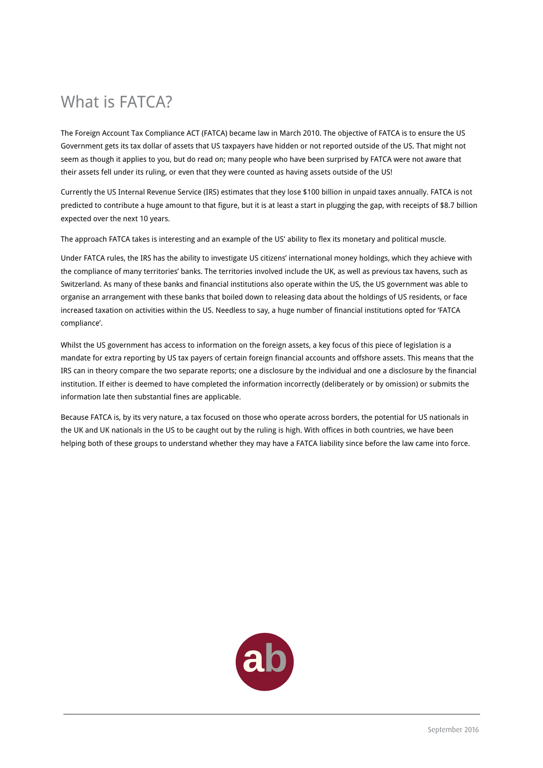# What is FATCA?

The Foreign Account Tax Compliance ACT (FATCA) became law in March 2010. The objective of FATCA is to ensure the US Government gets its tax dollar of assets that US taxpayers have hidden or not reported outside of the US. That might not seem as though it applies to you, but do read on; many people who have been surprised by FATCA were not aware that their assets fell under its ruling, or even that they were counted as having assets outside of the US!

Currently the US Internal Revenue Service (IRS) estimates that they lose $100 billion in unpaid taxes annually. FATCA is not predicted to contribute a huge amount to that figure, but it is at least a start in plugging the gap, with receipts of $8.7 billion expected over the next 10 years.

The approach FATCA takes is interesting and an example of the US' ability to flex its monetary and political muscle.

Under FATCA rules, the IRS has the ability to investigate US citizens' international money holdings, which they achieve with the compliance of many territories' banks. The territories involved include the UK, as well as previous tax havens, such as Switzerland. As many of these banks and financial institutions also operate within the US, the US government was able to organise an arrangement with these banks that boiled down to releasing data about the holdings of US residents, or face increased taxation on activities within the US. Needless to say, a huge number of financial institutions opted for 'FATCA compliance'.

Whilst the US government has access to information on the foreign assets, a key focus of this piece of legislation is a mandate for extra reporting by US tax payers of certain foreign financial accounts and offshore assets. This means that the IRS can in theory compare the two separate reports; one a disclosure by the individual and one a disclosure by the financial institution. If either is deemed to have completed the information incorrectly (deliberately or by omission) or submits the information late then substantial fines are applicable.

Because FATCA is, by its very nature, a tax focused on those who operate across borders, the potential for US nationals in the UK and UK nationals in the US to be caught out by the ruling is high. With offices in both countries, we have been helping both of these groups to understand whether they may have a FATCA liability since before the law came into force.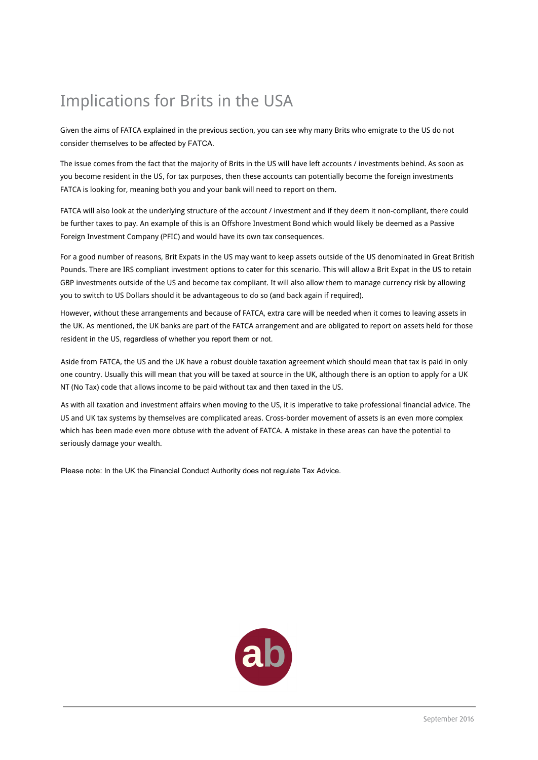# Implications for Brits in the USA

Given the aims of FATCA explained in the previous section, you can see why many Brits who emigrate to the US do not consider themselves to be affected by FATCA.

The issue comes from the fact that the majority of Brits in the US will have left accounts / investments behind. As soon as you become resident in the US, for tax purposes, then these accounts can potentially become the foreign investments FATCA is looking for, meaning both you and your bank will need to report on them.

FATCA will also look at the underlying structure of the account / investment and if they deem it non-compliant, there could be further taxes to pay. An example of this is an Offshore Investment Bond which would likely be deemed as a Passive Foreign Investment Company (PFIC) and would have its own tax consequences.

For a good number of reasons, Brit Expats in the US may want to keep assets outside of the US denominated in Great British Pounds. There are IRS compliant investment options to cater for this scenario. This will allow a Brit Expat in the US to retain GBP investments outside of the US and become tax compliant. It will also allow them to manage currency risk by allowing you to switch to US Dollars should it be advantageous to do so (and back again if required).

However, without these arrangements and because of FATCA, extra care will be needed when it comes to leaving assets in the UK. As mentioned, the UK banks are part of the FATCA arrangement and are obligated to report on assets held for those resident in the US, regardless of whether you report them or not.

Aside from FATCA, the US and the UK have a robust double taxation agreement which should mean that tax is paid in only one country. Usually this will mean that you will be taxed at source in the UK, although there is an option to apply for a UK NT (No Tax) code that allows income to be paid without tax and then taxed in the US.

As with all taxation and investment affairs when moving to the US, it is imperative to take professional financial advice. The US and UK tax systems by themselves are complicated areas. Cross-border movement of assets is an even more complex which has been made even more obtuse with the advent of FATCA. A mistake in these areas can have the potential to seriously damage your wealth.

Please note: In the UK the Financial Conduct Authority does not regulate Tax Advice.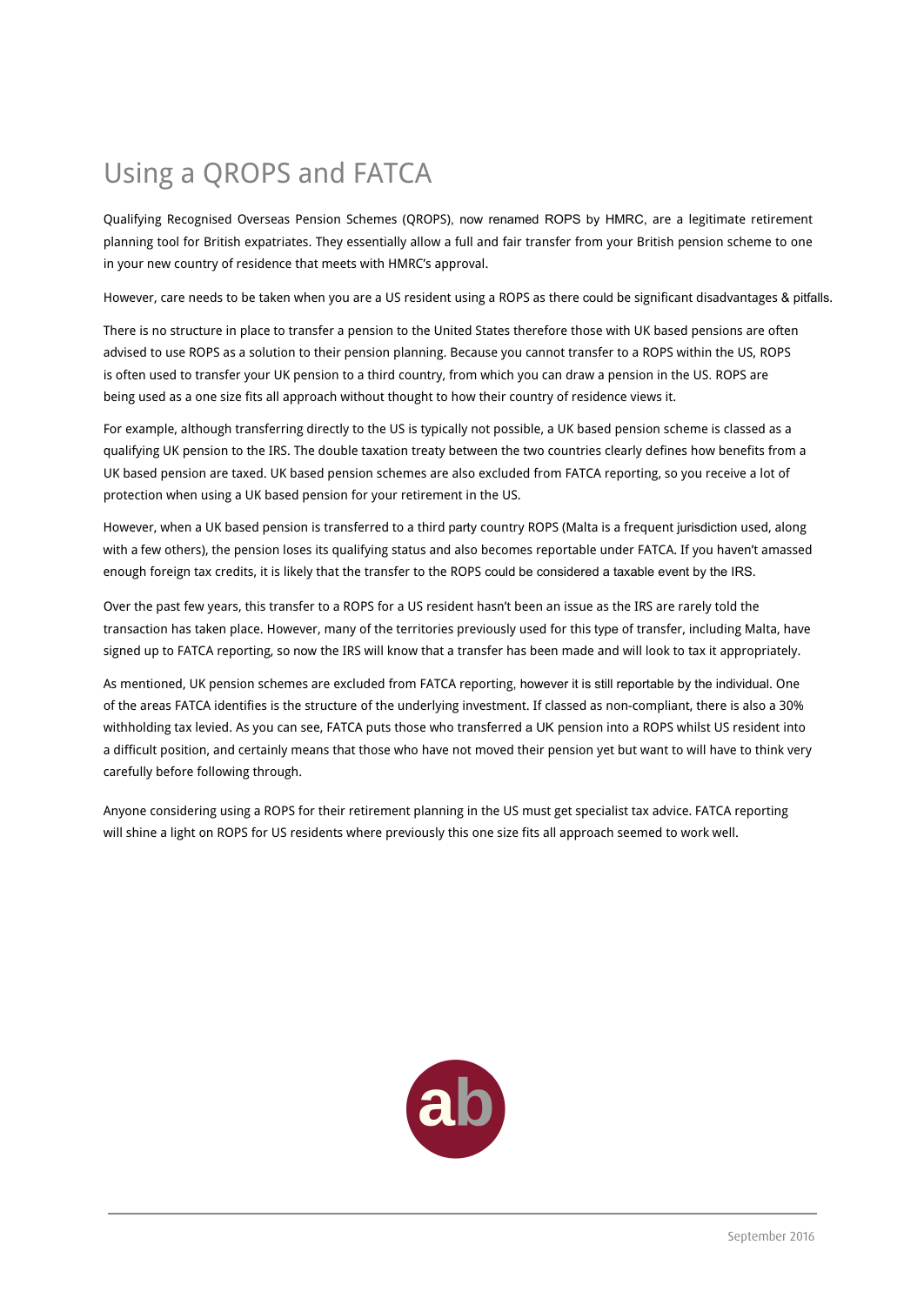# Using a QROPS and FATCA

Qualifying Recognised Overseas Pension Schemes (QROPS), now renamed ROPS by HMRC, are a legitimate retirement planning tool for British expatriates. They essentially allow a full and fair transfer from your British pension scheme to one in your new country of residence that meets with HMRC's approval.

However, care needs to be taken when you are a US resident using a ROPS as there could be significant disadvantages & pitfalls.

There is no structure in place to transfer a pension to the United States therefore those with UK based pensions are often advised to use ROPS as a solution to their pension planning. Because you cannot transfer to a ROPS within the US, ROPS is often used to transfer your UK pension to a third country, from which you can draw a pension in the US. ROPS are being used as a one size fits all approach without thought to how their country of residence views it.

For example, although transferring directly to the US is typically not possible, a UK based pension scheme is classed as a qualifying UK pension to the IRS. The double taxation treaty between the two countries clearly defines how benefits from a UK based pension are taxed. UK based pension schemes are also excluded from FATCA reporting, so you receive a lot of protection when using a UK based pension for your retirement in the US.

However, when a UK based pension is transferred to a third party country ROPS (Malta is a frequent jurisdiction used, along with a few others), the pension loses its qualifying status and also becomes reportable under FATCA. If you haven't amassed enough foreign tax credits, it is likely that the transfer to the ROPS could be considered a taxable event by the IRS.

Over the past few years, this transfer to a ROPS for a US resident hasn't been an issue as the IRS are rarely told the transaction has taken place. However, many of the territories previously used for this type of transfer, including Malta, have signed up to FATCA reporting, so now the IRS will know that a transfer has been made and will look to tax it appropriately.

As mentioned, UK pension schemes are excluded from FATCA reporting, however it is still reportable by the individual. One of the areas FATCA identifies is the structure of the underlying investment. If classed as non-compliant, there is also a 30% withholding tax levied. As you can see, FATCA puts those who transferred a UK pension into a ROPS whilst US resident into a difficult position, and certainly means that those who have not moved their pension yet but want to will have to think very carefully before following through.

Anyone considering using a ROPS for their retirement planning in the US must get specialist tax advice. FATCA reporting will shine a light on ROPS for US residents where previously this one size fits all approach seemed to work well.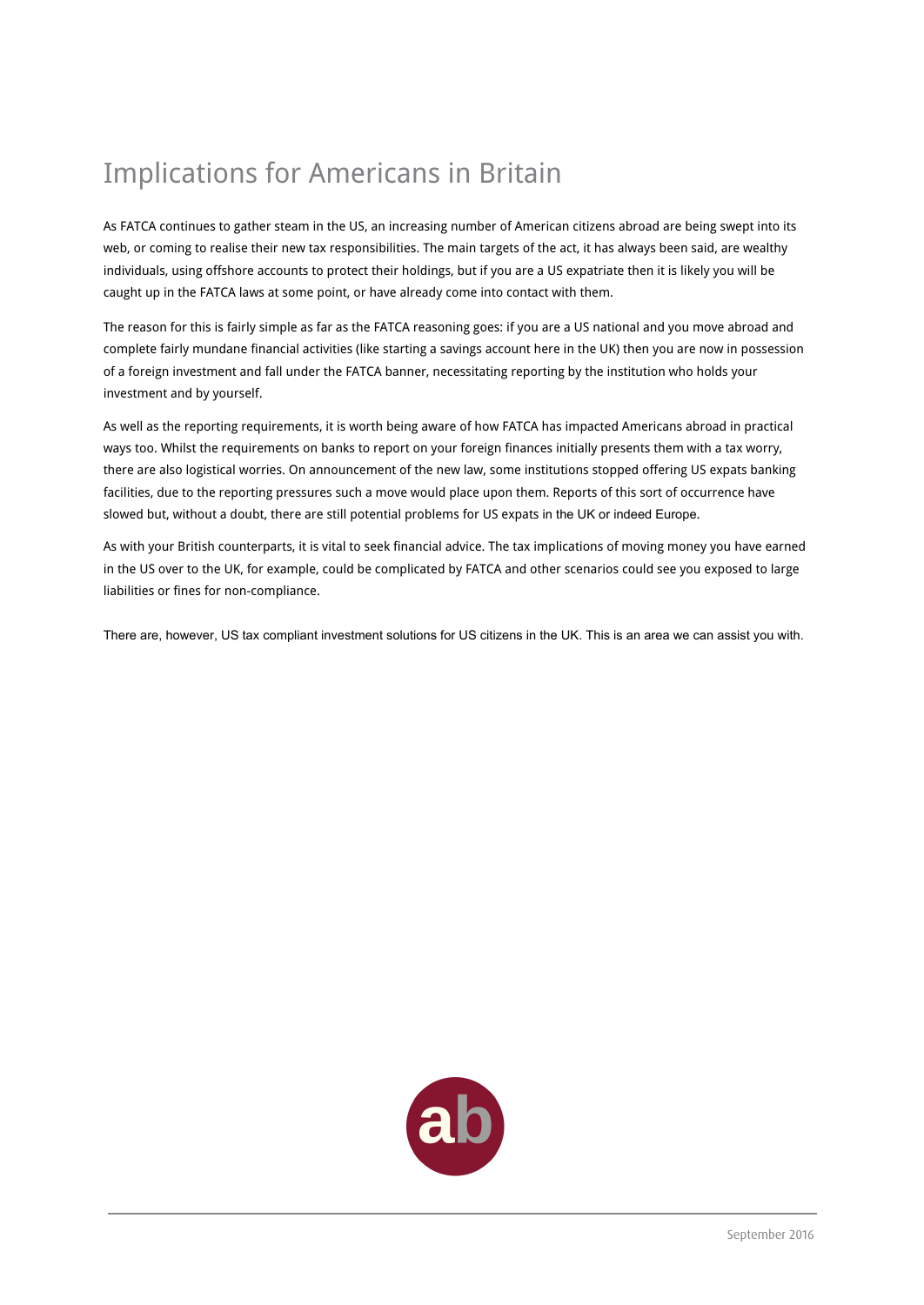# Implications for Americans in Britain

As FATCA continues to gather steam in the US, an increasing number of American citizens abroad are being swept into its web, or coming to realise their new tax responsibilities. The main targets of the act, it has always been said, are wealthy individuals, using offshore accounts to protect their holdings, but if you are a US expatriate then it is likely you will be caught up in the FATCA laws at some point, or have already come into contact with them.

The reason for this is fairly simple as far as the FATCA reasoning goes: if you are a US national and you move abroad and complete fairly mundane financial activities (like starting a savings account here in the UK) then you are now in possession of a foreign investment and fall under the FATCA banner, necessitating reporting by the institution who holds your investment and by yourself.

As well as the reporting requirements, it is worth being aware of how FATCA has impacted Americans abroad in practical ways too. Whilst the requirements on banks to report on your foreign finances initially presents them with a tax worry, there are also logistical worries. On announcement of the new law, some institutions stopped offering US expats banking facilities, due to the reporting pressures such a move would place upon them. Reports of this sort of occurrence have slowed but, without a doubt, there are still potential problems for US expats in the UK or indeed Europe.

As with your British counterparts, it is vital to seek financial advice. The tax implications of moving money you have earned in the US over to the UK, for example, could be complicated by FATCA and other scenarios could see you exposed to large liabilities or fines for non-compliance.

There are, however, US tax compliant investment solutions for US citizens in the UK. This is an area we can assist you with.

September 2016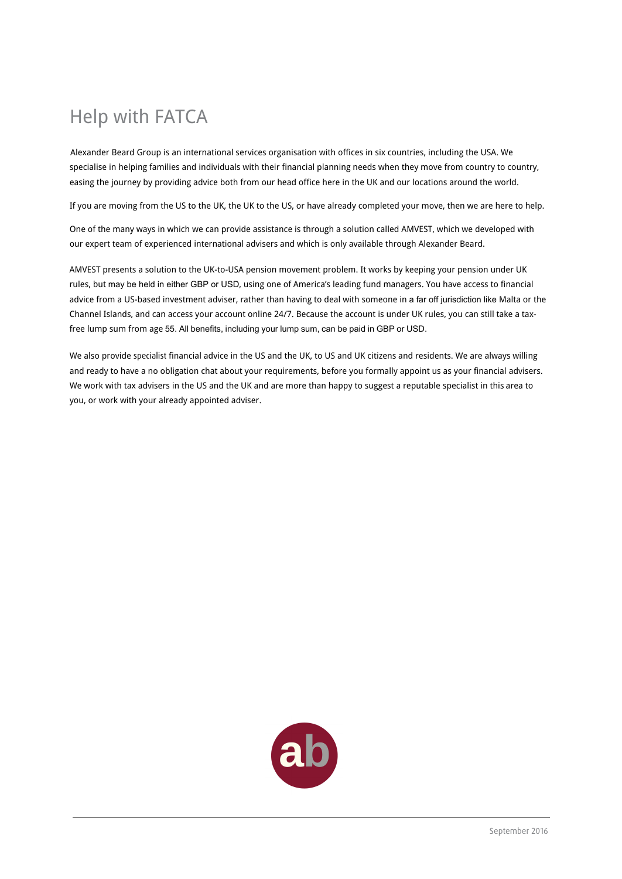# Help with FATCA

Alexander Beard Group is an international services organisation with offices in six countries, including the USA. We specialise in helping families and individuals with their financial planning needs when they move from country to country, easing the journey by providing advice both from our head office here in the UK and our locations around the world.

If you are moving from the US to the UK, the UK to the US, or have already completed your move, then we are here to help.

One of the many ways in which we can provide assistance is through a solution called AMVEST, which we developed with our expert team of experienced international advisers and which is only available through Alexander Beard.

AMVEST presents a solution to the UK-to-USA pension movement problem. It works by keeping your pension under UK rules, but may be held in either GBP or USD, using one of America's leading fund managers. You have access to financial advice from a US-based investment adviser, rather than having to deal with someone in a far off jurisdiction like Malta or the Channel Islands, and can access your account online 24/7. Because the account is under UK rules, you can still take a tax-free lump sum from age 55. All benefits, including your lump sum, can be paid in GBP or USD.

We also provide specialist financial advice in the US and the UK, to US and UK citizens and residents. We are always willing and ready to have a no obligation chat about your requirements, before you formally appoint us as your financial advisers. We work with tax advisers in the US and the UK and are more than happy to suggest a reputable specialist in this area to you, or work with your already appointed adviser.

September 2016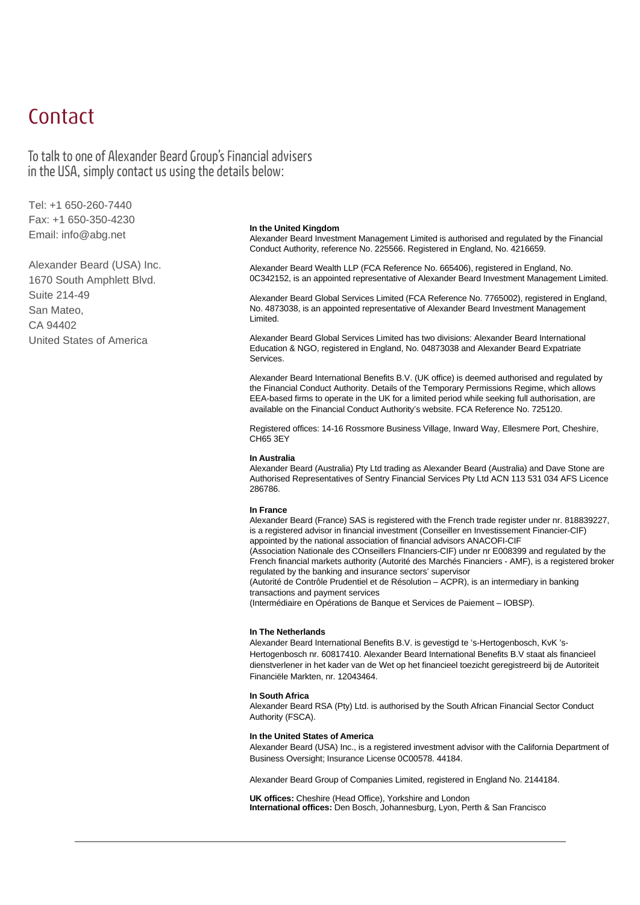# Contact

## To talk to one of Alexander Beard Group's Financial advisers in the USA, simply contact us using the details below:

Tel: +1 650-260-7440
Fax: +1 650-350-4230
Email: info@abg.net

Alexander Beard (USA) Inc.
1670 South Amphlett Blvd.
Suite 214-49
San Mateo,
CA 94402
United States of America

**In the United Kingdom**
Alexander Beard Investment Management Limited is authorised and regulated by the Financial Conduct Authority, reference No. 225566. Registered in England, No. 4216659.

Alexander Beard Wealth LLP (FCA Reference No. 665406), registered in England, No. 0C342152, is an appointed representative of Alexander Beard Investment Management Limited.

Alexander Beard Global Services Limited (FCA Reference No. 7765002), registered in England, No. 4873038, is an appointed representative of Alexander Beard Investment Management Limited.

Alexander Beard Global Services Limited has two divisions: Alexander Beard International Education & NGO, registered in England, No. 04873038 and Alexander Beard Expatriate Services.

Alexander Beard International Benefits B.V. (UK office) is deemed authorised and regulated by the Financial Conduct Authority. Details of the Temporary Permissions Regime, which allows EEA-based firms to operate in the UK for a limited period while seeking full authorisation, are available on the Financial Conduct Authority's website. FCA Reference No. 725120.

Registered offices: 14-16 Rossmore Business Village, Inward Way, Ellesmere Port, Cheshire, CH65 3EY

**In Australia**
Alexander Beard (Australia) Pty Ltd trading as Alexander Beard (Australia) and Dave Stone are Authorised Representatives of Sentry Financial Services Pty Ltd ACN 113 531 034 AFS Licence 286786.

**In France**
Alexander Beard (France) SAS is registered with the French trade register under nr. 818839227, is a registered advisor in financial investment (Conseiller en Investissement Financier-CIF) appointed by the national association of financial advisors ANACOFI-CIF
(Association Nationale des COnseillers FInanciers-CIF) under nr E008399 and regulated by the French financial markets authority (Autorité des Marchés Financiers - AMF), is a registered broker regulated by the banking and insurance sectors' supervisor
(Autorité de Contrôle Prudentiel et de Résolution – ACPR), is an intermediary in banking transactions and payment services
(Intermédiaire en Opérations de Banque et Services de Paiement – IOBSP).

**In The Netherlands**
Alexander Beard International Benefits B.V. is gevestigd te 's-Hertogenbosch, KvK 's-Hertogenbosch nr. 60817410. Alexander Beard International Benefits B.V staat als financieel dienstverlener in het kader van de Wet op het financieel toezicht geregistreerd bij de Autoriteit Financiële Markten, nr. 12043464.

**In South Africa**
Alexander Beard RSA (Pty) Ltd. is authorised by the South African Financial Sector Conduct Authority (FSCA).

**In the United States of America**
Alexander Beard (USA) Inc., is a registered investment advisor with the California Department of Business Oversight; Insurance License 0C00578. 44184.

Alexander Beard Group of Companies Limited, registered in England No. 2144184.

**UK offices:** Cheshire (Head Office), Yorkshire and London
**International offices:** Den Bosch, Johannesburg, Lyon, Perth & San Francisco